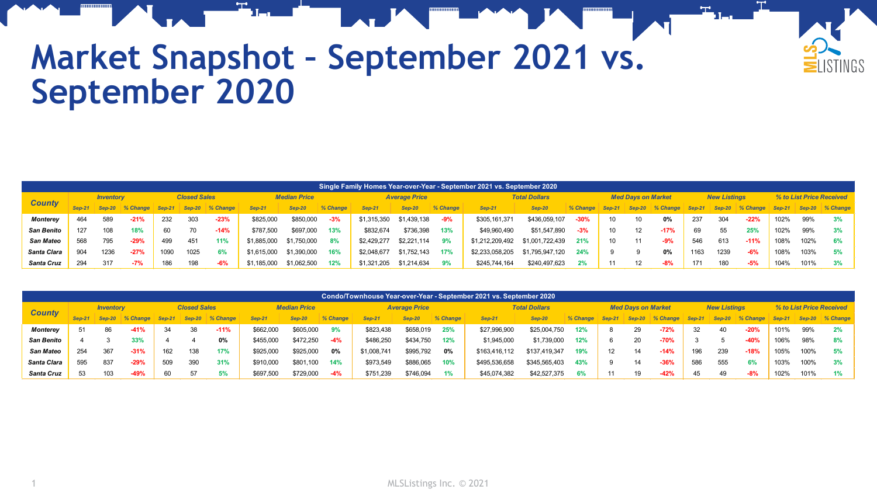# Market Snapshot – September 2021 vs. September 2020

| Single Family Homes Year-over-Year - September 2021 vs. September 2020 | | | | | | | | | | | | | | | | | | | | | | | | |
|---|---|---|---|---|---|---|---|---|---|---|---|---|---|---|---|---|---|---|---|---|---|---|---|---|
| County | Inventory | | | Closed Sales | | | Median Price | | | Average Price | | | Total Dollars | | | Med Days on Market | | | New Listings | | | % to List Price Received | | |
| | Sep-21 | Sep-20 | % Change | Sep-21 | Sep-20 | % Change | Sep-21 | Sep-20 | % Change | Sep-21 | Sep-20 | % Change | Sep-21 | Sep-20 | % Change | Sep-21 | Sep-20 | % Change | Sep-21 | Sep-20 | % Change | Sep-21 | Sep-20 | % Change |
| Monterey | 464 | 589 | -21% | 232 | 303 | -23% | $825,000 | $850,000 | -3% | $1,315,350 | $1,439,138 | -9% | $305,161,371 | $436,059,107 | -30% | 10 | 10 | 0% | 237 | 304 | -22% | 102% | 99% | 3% |
| San Benito | 127 | 108 | 18% | 60 | 70 | -14% | $787,500 | $697,000 | 13% | $832,674 | $736,398 | 13% | $49,960,490 | $51,547,890 | -3% | 10 | 12 | -17% | 69 | 55 | 25% | 102% | 99% | 3% |
| San Mateo | 568 | 795 | -29% | 499 | 451 | 11% | $1,885,000 | $1,750,000 | 8% | $2,429,277 | $2,221,114 | 9% | $1,212,209,492 | $1,001,722,439 | 21% | 10 | 11 | -9% | 546 | 613 | -11% | 108% | 102% | 6% |
| Santa Clara | 904 | 1236 | -27% | 1090 | 1025 | 6% | $1,615,000 | $1,390,000 | 16% | $2,048,677 | $1,752,143 | 17% | $2,233,058,205 | $1,795,947,120 | 24% | 9 | 9 | 0% | 1163 | 1239 | -6% | 108% | 103% | 5% |
| Santa Cruz | 294 | 317 | -7% | 186 | 198 | -6% | $1,185,000 | $1,062,500 | 12% | $1,321,205 | $1,214,634 | 9% | $245,744,164 | $240,497,623 | 2% | 11 | 12 | -8% | 171 | 180 | -5% | 104% | 101% | 3% |

| Condo/Townhouse Year-over-Year - September 2021 vs. September 2020 | | | | | | | | | | | | | | | | | | | | | | | | |
|---|---|---|---|---|---|---|---|---|---|---|---|---|---|---|---|---|---|---|---|---|---|---|---|---|
| County | Inventory | | | Closed Sales | | | Median Price | | | Average Price | | | Total Dollars | | | Med Days on Market | | | New Listings | | | % to List Price Received | | |
| | Sep-21 | Sep-20 | % Change | Sep-21 | Sep-20 | % Change | Sep-21 | Sep-20 | % Change | Sep-21 | Sep-20 | % Change | Sep-21 | Sep-20 | % Change | Sep-21 | Sep-20 | % Change | Sep-21 | Sep-20 | % Change | Sep-21 | Sep-20 | % Change |
| Monterey | 51 | 86 | -41% | 34 | 38 | -11% | $662,000 | $605,000 | 9% | $823,438 | $658,019 | 25% | $27,996,900 | $25,004,750 | 12% | 8 | 29 | -72% | 32 | 40 | -20% | 101% | 99% | 2% |
| San Benito | 4 | 3 | 33% | 4 | 4 | 0% | $455,000 | $472,250 | -4% | $486,250 | $434,750 | 12% | $1,945,000 | $1,739,000 | 12% | 6 | 20 | -70% | 3 | 5 | -40% | 106% | 98% | 8% |
| San Mateo | 254 | 367 | -31% | 162 | 138 | 17% | $925,000 | $925,000 | 0% | $1,008,741 | $995,792 | 0% | $163,416,112 | $137,419,347 | 19% | 12 | 14 | -14% | 196 | 239 | -18% | 105% | 100% | 5% |
| Santa Clara | 595 | 837 | -29% | 509 | 390 | 31% | $910,000 | $801,100 | 14% | $973,549 | $886,065 | 10% | $495,536,658 | $345,565,403 | 43% | 9 | 14 | -36% | 586 | 555 | 6% | 103% | 100% | 3% |
| Santa Cruz | 53 | 103 | -49% | 60 | 57 | 5% | $697,500 | $729,000 | -4% | $751,239 | $746,094 | 1% | $45,074,382 | $42,527,375 | 6% | 11 | 19 | -42% | 45 | 49 | -8% | 102% | 101% | 1% |

MLSListings Inc. © 2021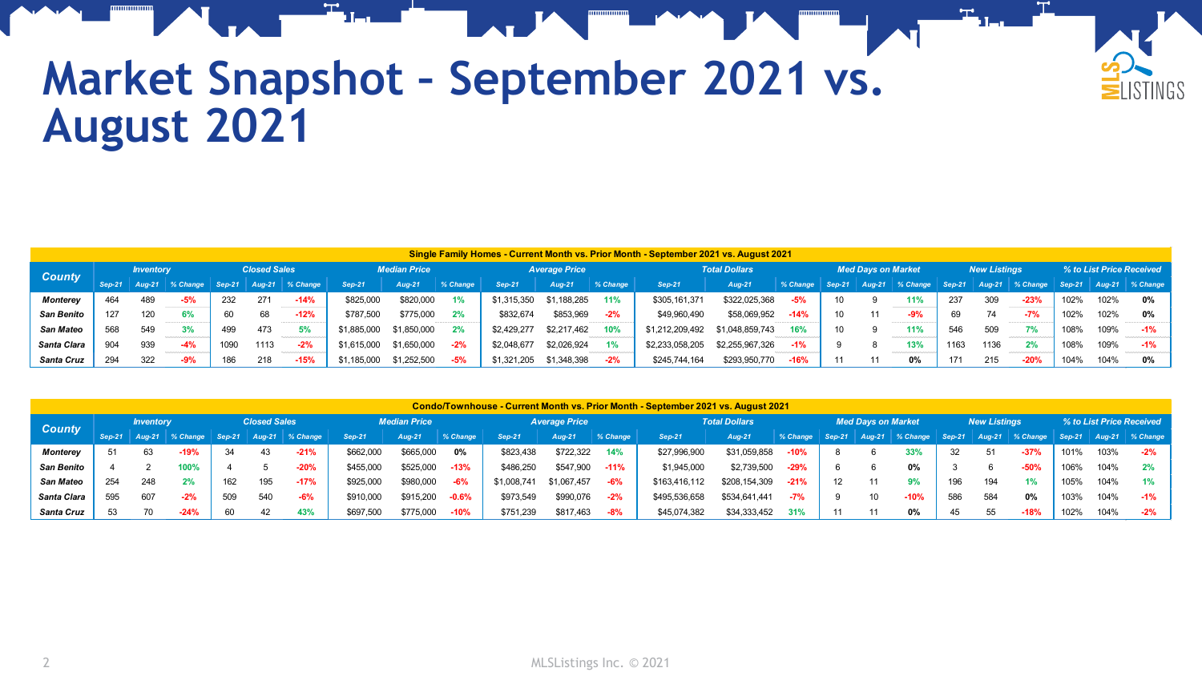# Market Snapshot – September 2021 vs. August 2021

| Single Family Homes - Current Month vs. Prior Month - September 2021 vs. August 2021 | | | | | | | | | | | | | | | | | | | | | | | | | |
|---|---|---|---|---|---|---|---|---|---|---|---|---|---|---|---|---|---|---|---|---|---|---|---|---|---|
| County | Inventory | | | Closed Sales | | | Median Price | | | Average Price | | | Total Dollars | | | Med Days on Market | | | New Listings | | | % to List Price Received | | |
| | Sep-21 | Aug-21 | % Change | Sep-21 | Aug-21 | % Change | Sep-21 | Aug-21 | % Change | Sep-21 | Aug-21 | % Change | Sep-21 | Aug-21 | % Change | Sep-21 | Aug-21 | % Change | Sep-21 | Aug-21 | % Change | Sep-21 | Aug-21 | % Change |
| Monterey | 464 | 489 | -5% | 232 | 271 | -14% | $825,000 | $820,000 | 1% | $1,315,350 | $1,188,285 | 11% | $305,161,371 | $322,025,368 | -5% | 10 | 9 | 11% | 237 | 309 | -23% | 102% | 102% | 0% |
| San Benito | 127 | 120 | 6% | 60 | 68 | -12% | $787,500 | $775,000 | 2% | $832,674 | $853,969 | -2% | $49,960,490 | $58,069,952 | -14% | 10 | 11 | -9% | 69 | 74 | -7% | 102% | 102% | 0% |
| San Mateo | 568 | 549 | 3% | 499 | 473 | 5% | $1,885,000 | $1,850,000 | 2% | $2,429,277 | $2,217,462 | 10% | $1,212,209,492 | $1,048,859,743 | 16% | 10 | 9 | 11% | 546 | 509 | 7% | 108% | 109% | -1% |
| Santa Clara | 904 | 939 | -4% | 1090 | 1113 | -2% | $1,615,000 | $1,650,000 | -2% | $2,048,677 | $2,026,924 | 1% | $2,233,058,205 | $2,255,967,326 | -1% | 9 | 8 | 13% | 1163 | 1136 | 2% | 108% | 109% | -1% |
| Santa Cruz | 294 | 322 | -9% | 186 | 218 | -15% | $1,185,000 | $1,252,500 | -5% | $1,321,205 | $1,348,398 | -2% | $245,744,164 | $293,950,770 | -16% | 11 | 11 | 0% | 171 | 215 | -20% | 104% | 104% | 0% |

| Condo/Townhouse - Current Month vs. Prior Month - September 2021 vs. August 2021 | | | | | | | | | | | | | | | | | | | | | | | | | |
|---|---|---|---|---|---|---|---|---|---|---|---|---|---|---|---|---|---|---|---|---|---|---|---|---|---|
| County | Inventory | | | Closed Sales | | | Median Price | | | Average Price | | | Total Dollars | | | Med Days on Market | | | New Listings | | | % to List Price Received | | |
| | Sep-21 | Aug-21 | % Change | Sep-21 | Aug-21 | % Change | Sep-21 | Aug-21 | % Change | Sep-21 | Aug-21 | % Change | Sep-21 | Aug-21 | % Change | Sep-21 | Aug-21 | % Change | Sep-21 | Aug-21 | % Change | Sep-21 | Aug-21 | % Change |
| Monterey | 51 | 63 | -19% | 34 | 43 | -21% | $662,000 | $665,000 | 0% | $823,438 | $722,322 | 14% | $27,996,900 | $31,059,858 | -10% | 8 | 6 | 33% | 32 | 51 | -37% | 101% | 103% | -2% |
| San Benito | 4 | 2 | 100% | 4 | 5 | -20% | $455,000 | $525,000 | -13% | $486,250 | $547,900 | -11% | $1,945,000 | $2,739,500 | -29% | 6 | 6 | 0% | 3 | 6 | -50% | 106% | 104% | 2% |
| San Mateo | 254 | 248 | 2% | 162 | 195 | -17% | $925,000 | $980,000 | -6% | $1,008,741 | $1,067,457 | -6% | $163,416,112 | $208,154,309 | -21% | 12 | 11 | 9% | 196 | 194 | 1% | 105% | 104% | 1% |
| Santa Clara | 595 | 607 | -2% | 509 | 540 | -6% | $910,000 | $915,200 | -0.6% | $973,549 | $990,076 | -2% | $495,536,658 | $534,641,441 | -7% | 9 | 10 | -10% | 586 | 584 | 0% | 103% | 104% | -1% |
| Santa Cruz | 53 | 70 | -24% | 60 | 42 | 43% | $697,500 | $775,000 | -10% | $751,239 | $817,463 | -8% | $45,074,382 | $34,333,452 | 31% | 11 | 11 | 0% | 45 | 55 | -18% | 102% | 104% | -2% |

MLSListings Inc. © 2021